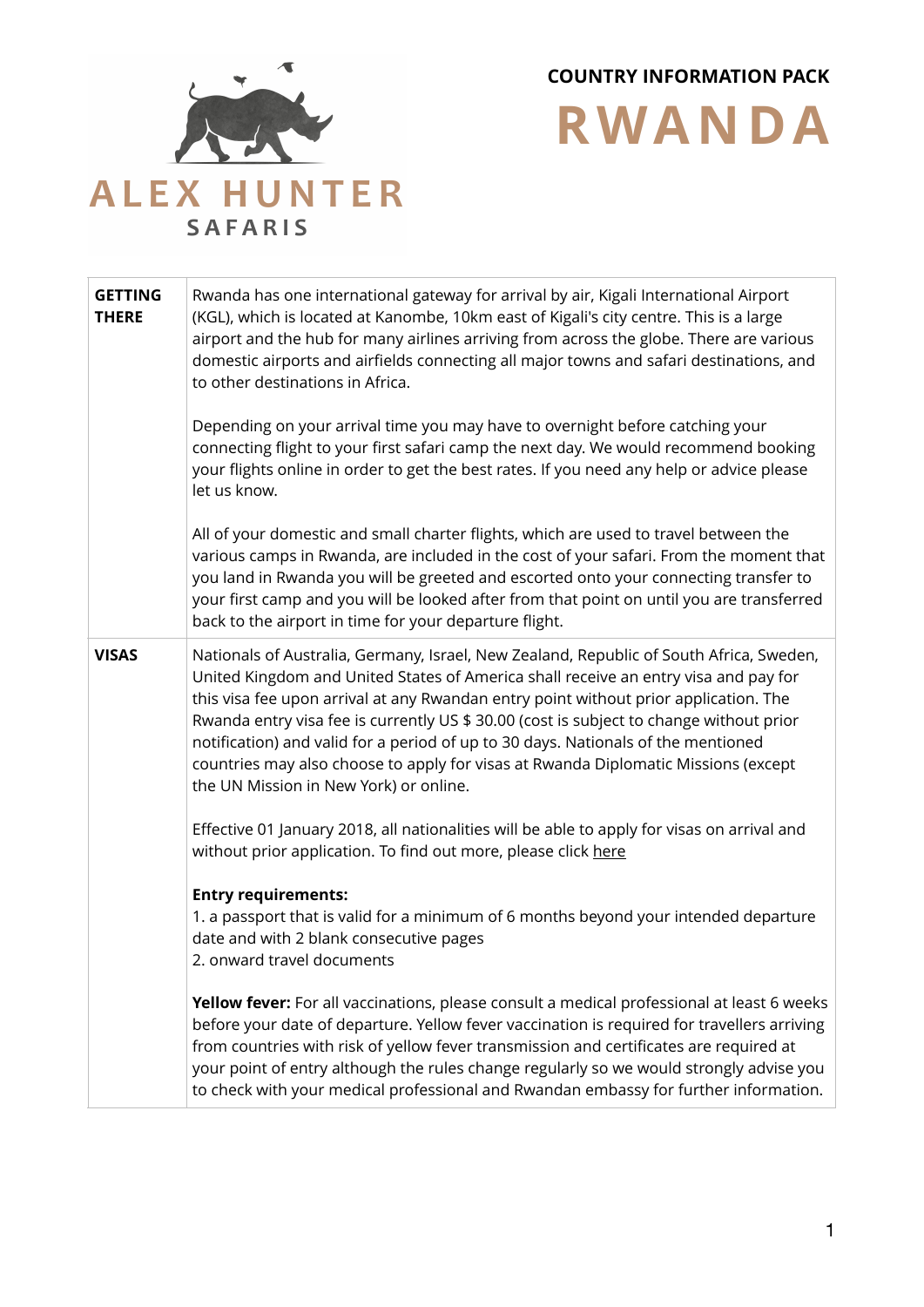**ALEX HUNTER SAFARIS**

# COUNTRY INFORMATION PACK

# RWANDA

| | |
|---|---|
| **GETTING THERE** | Rwanda has one international gateway for arrival by air, Kigali International Airport (KGL), which is located at Kanombe, 10km east of Kigali's city centre. This is a large airport and the hub for many airlines arriving from across the globe. There are various domestic airports and airfields connecting all major towns and safari destinations, and to other destinations in Africa.<br><br>Depending on your arrival time you may have to overnight before catching your connecting flight to your first safari camp the next day. We would recommend booking your flights online in order to get the best rates. If you need any help or advice please let us know.<br><br>All of your domestic and small charter flights, which are used to travel between the various camps in Rwanda, are included in the cost of your safari. From the moment that you land in Rwanda you will be greeted and escorted onto your connecting transfer to your first camp and you will be looked after from that point on until you are transferred back to the airport in time for your departure flight. |
| **VISAS** | Nationals of Australia, Germany, Israel, New Zealand, Republic of South Africa, Sweden, United Kingdom and United States of America shall receive an entry visa and pay for this visa fee upon arrival at any Rwandan entry point without prior application. The Rwanda entry visa fee is currently US $ 30.00 (cost is subject to change without prior notification) and valid for a period of up to 30 days. Nationals of the mentioned countries may also choose to apply for visas at Rwanda Diplomatic Missions (except the UN Mission in New York) or online.<br><br>Effective 01 January 2018, all nationalities will be able to apply for visas on arrival and without prior application. To find out more, please click here<br><br>**Entry requirements:**<br>1. a passport that is valid for a minimum of 6 months beyond your intended departure date and with 2 blank consecutive pages<br>2. onward travel documents<br><br>**Yellow fever:** For all vaccinations, please consult a medical professional at least 6 weeks before your date of departure. Yellow fever vaccination is required for travellers arriving from countries with risk of yellow fever transmission and certificates are required at your point of entry although the rules change regularly so we would strongly advise you to check with your medical professional and Rwandan embassy for further information. |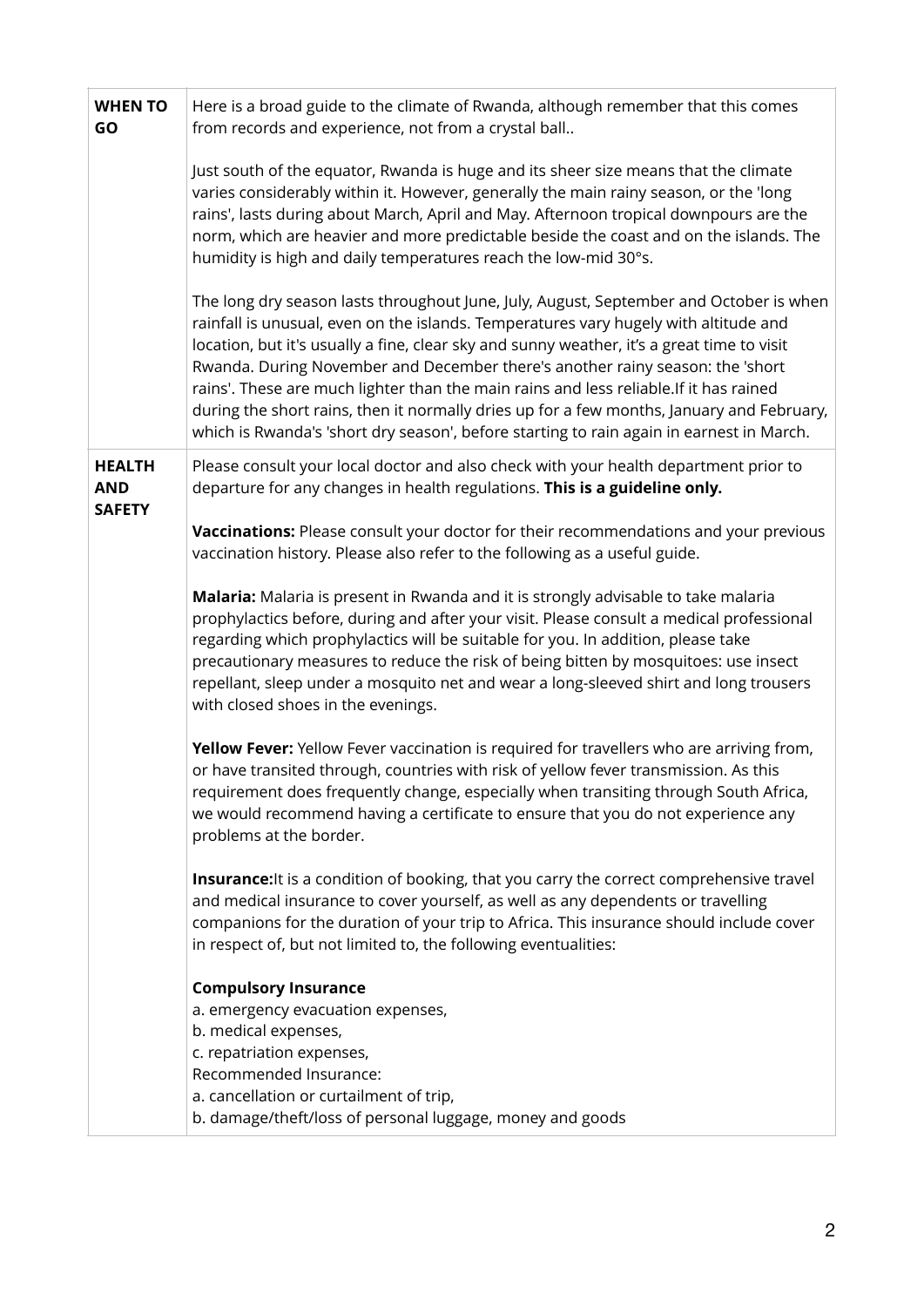| | |
|---|---|
| **WHEN TO GO** | Here is a broad guide to the climate of Rwanda, although remember that this comes from records and experience, not from a crystal ball..<br><br>Just south of the equator, Rwanda is huge and its sheer size means that the climate varies considerably within it. However, generally the main rainy season, or the 'long rains', lasts during about March, April and May. Afternoon tropical downpours are the norm, which are heavier and more predictable beside the coast and on the islands. The humidity is high and daily temperatures reach the low-mid 30°s.<br><br>The long dry season lasts throughout June, July, August, September and October is when rainfall is unusual, even on the islands. Temperatures vary hugely with altitude and location, but it's usually a fine, clear sky and sunny weather, it's a great time to visit Rwanda. During November and December there's another rainy season: the 'short rains'. These are much lighter than the main rains and less reliable.If it has rained during the short rains, then it normally dries up for a few months, January and February, which is Rwanda's 'short dry season', before starting to rain again in earnest in March. |
| **HEALTH AND SAFETY** | Please consult your local doctor and also check with your health department prior to departure for any changes in health regulations. **This is a guideline only.**<br><br>**Vaccinations:** Please consult your doctor for their recommendations and your previous vaccination history. Please also refer to the following as a useful guide.<br><br>**Malaria:** Malaria is present in Rwanda and it is strongly advisable to take malaria prophylactics before, during and after your visit. Please consult a medical professional regarding which prophylactics will be suitable for you. In addition, please take precautionary measures to reduce the risk of being bitten by mosquitoes: use insect repellant, sleep under a mosquito net and wear a long-sleeved shirt and long trousers with closed shoes in the evenings.<br><br>**Yellow Fever:** Yellow Fever vaccination is required for travellers who are arriving from, or have transited through, countries with risk of yellow fever transmission. As this requirement does frequently change, especially when transiting through South Africa, we would recommend having a certificate to ensure that you do not experience any problems at the border.<br><br>**Insurance:**It is a condition of booking, that you carry the correct comprehensive travel and medical insurance to cover yourself, as well as any dependents or travelling companions for the duration of your trip to Africa. This insurance should include cover in respect of, but not limited to, the following eventualities:<br><br>**Compulsory Insurance**<br>a. emergency evacuation expenses,<br>b. medical expenses,<br>c. repatriation expenses,<br>Recommended Insurance:<br>a. cancellation or curtailment of trip,<br>b. damage/theft/loss of personal luggage, money and goods |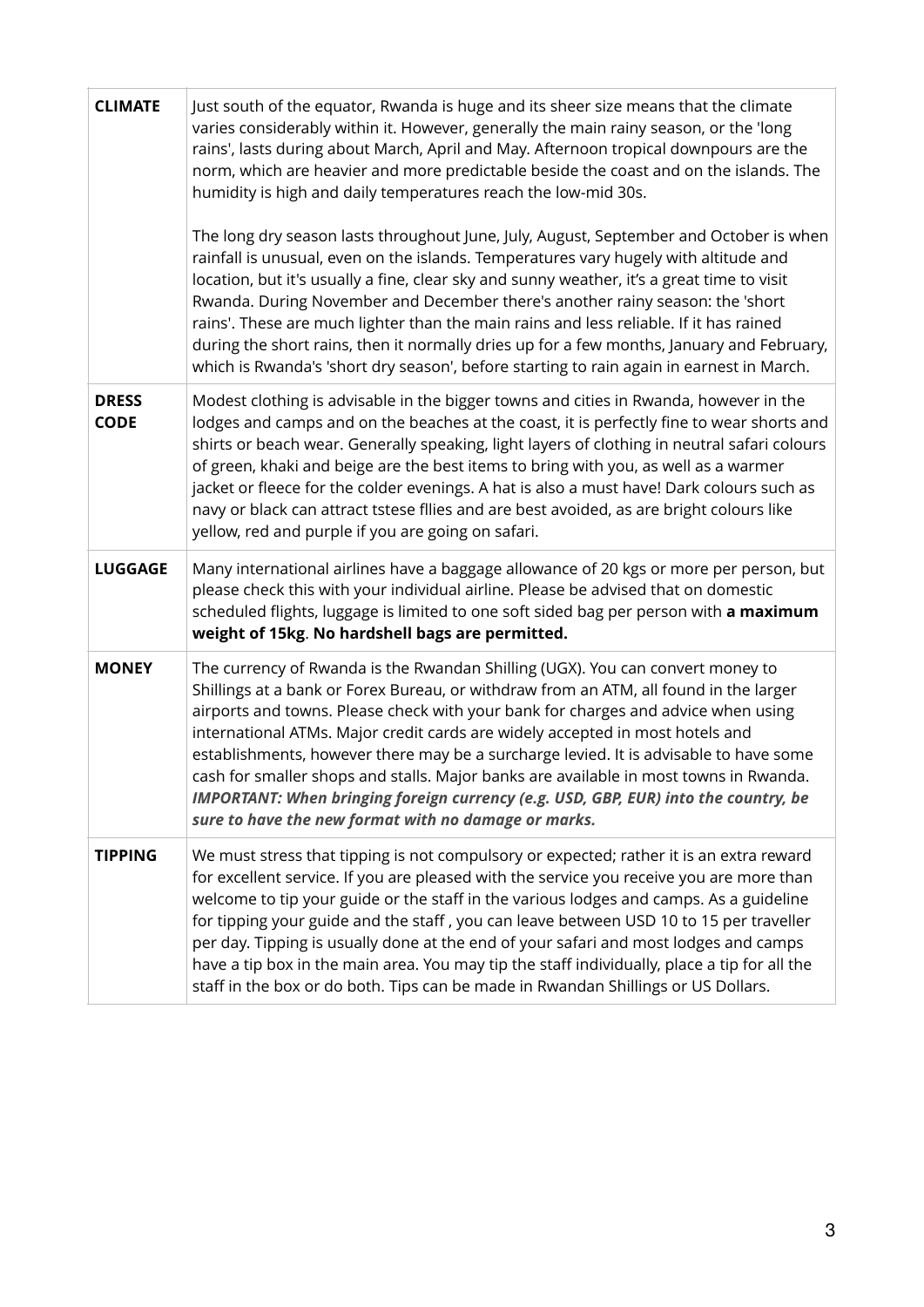| | |
|---|---|
| **CLIMATE** | Just south of the equator, Rwanda is huge and its sheer size means that the climate varies considerably within it. However, generally the main rainy season, or the 'long rains', lasts during about March, April and May. Afternoon tropical downpours are the norm, which are heavier and more predictable beside the coast and on the islands. The humidity is high and daily temperatures reach the low-mid 30s.<br><br>The long dry season lasts throughout June, July, August, September and October is when rainfall is unusual, even on the islands. Temperatures vary hugely with altitude and location, but it's usually a fine, clear sky and sunny weather, it's a great time to visit Rwanda. During November and December there's another rainy season: the 'short rains'. These are much lighter than the main rains and less reliable. If it has rained during the short rains, then it normally dries up for a few months, January and February, which is Rwanda's 'short dry season', before starting to rain again in earnest in March. |
| **DRESS CODE** | Modest clothing is advisable in the bigger towns and cities in Rwanda, however in the lodges and camps and on the beaches at the coast, it is perfectly fine to wear shorts and shirts or beach wear. Generally speaking, light layers of clothing in neutral safari colours of green, khaki and beige are the best items to bring with you, as well as a warmer jacket or fleece for the colder evenings. A hat is also a must have! Dark colours such as navy or black can attract tstese fllies and are best avoided, as are bright colours like yellow, red and purple if you are going on safari. |
| **LUGGAGE** | Many international airlines have a baggage allowance of 20 kgs or more per person, but please check this with your individual airline. Please be advised that on domestic scheduled flights, luggage is limited to one soft sided bag per person with **a maximum weight of 15kg**. **No hardshell bags are permitted.** |
| **MONEY** | The currency of Rwanda is the Rwandan Shilling (UGX). You can convert money to Shillings at a bank or Forex Bureau, or withdraw from an ATM, all found in the larger airports and towns. Please check with your bank for charges and advice when using international ATMs. Major credit cards are widely accepted in most hotels and establishments, however there may be a surcharge levied. It is advisable to have some cash for smaller shops and stalls. Major banks are available in most towns in Rwanda. ***IMPORTANT: When bringing foreign currency (e.g. USD, GBP, EUR) into the country, be sure to have the new format with no damage or marks.*** |
| **TIPPING** | We must stress that tipping is not compulsory or expected; rather it is an extra reward for excellent service. If you are pleased with the service you receive you are more than welcome to tip your guide or the staff in the various lodges and camps. As a guideline for tipping your guide and the staff , you can leave between USD 10 to 15 per traveller per day. Tipping is usually done at the end of your safari and most lodges and camps have a tip box in the main area. You may tip the staff individually, place a tip for all the staff in the box or do both. Tips can be made in Rwandan Shillings or US Dollars. |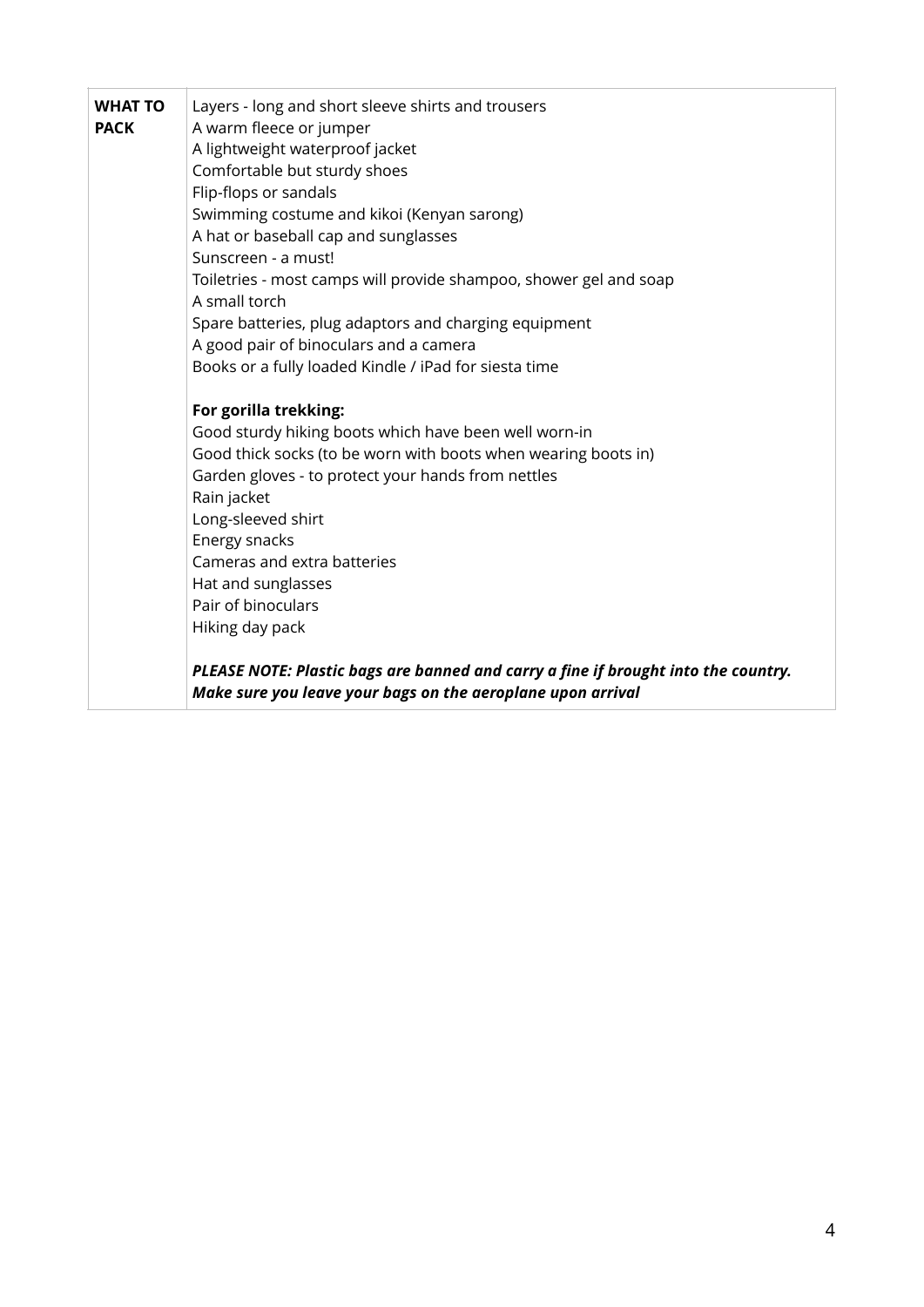| | |
|---|---|
| **WHAT TO PACK** | Layers - long and short sleeve shirts and trousers<br>A warm fleece or jumper<br>A lightweight waterproof jacket<br>Comfortable but sturdy shoes<br>Flip-flops or sandals<br>Swimming costume and kikoi (Kenyan sarong)<br>A hat or baseball cap and sunglasses<br>Sunscreen - a must!<br>Toiletries - most camps will provide shampoo, shower gel and soap<br>A small torch<br>Spare batteries, plug adaptors and charging equipment<br>A good pair of binoculars and a camera<br>Books or a fully loaded Kindle / iPad for siesta time<br><br>**For gorilla trekking:**<br>Good sturdy hiking boots which have been well worn-in<br>Good thick socks (to be worn with boots when wearing boots in)<br>Garden gloves - to protect your hands from nettles<br>Rain jacket<br>Long-sleeved shirt<br>Energy snacks<br>Cameras and extra batteries<br>Hat and sunglasses<br>Pair of binoculars<br>Hiking day pack<br><br>***PLEASE NOTE: Plastic bags are banned and carry a fine if brought into the country. Make sure you leave your bags on the aeroplane upon arrival*** |